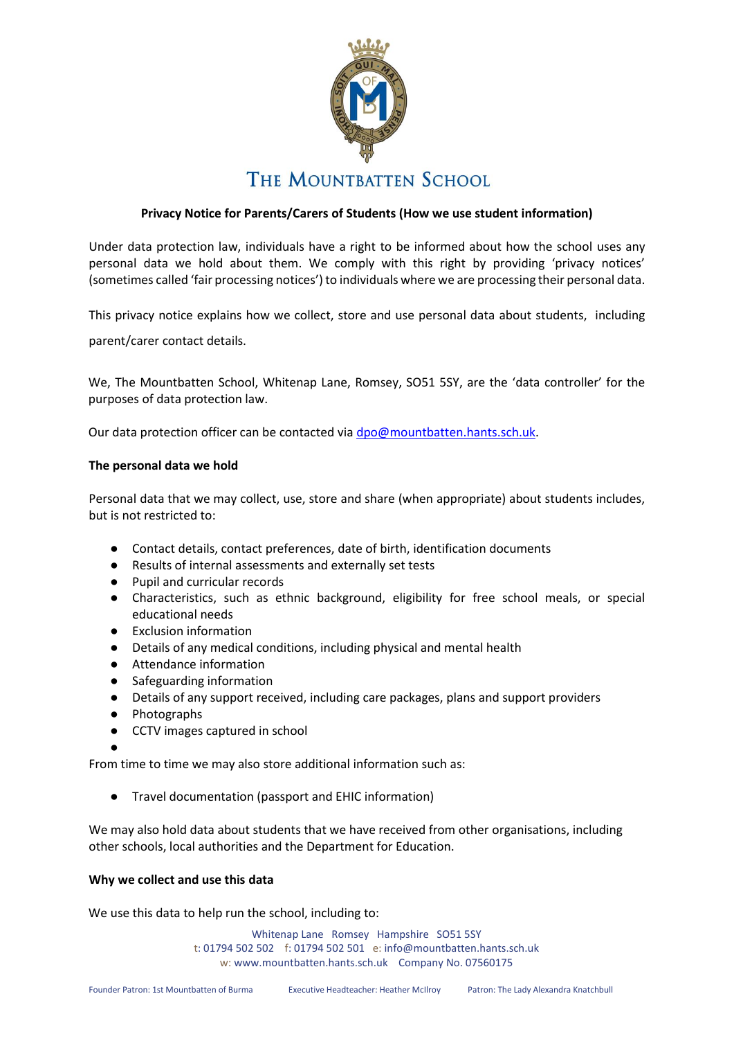# The Mountbatten School

**Privacy Notice for Parents/Carers of Students (How we use student information)**

Under data protection law, individuals have a right to be informed about how the school uses any personal data we hold about them. We comply with this right by providing 'privacy notices' (sometimes called 'fair processing notices') to individuals where we are processing their personal data.

This privacy notice explains how we collect, store and use personal data about students, including parent/carer contact details.

We, The Mountbatten School, Whitenap Lane, Romsey, SO51 5SY, are the 'data controller' for the purposes of data protection law.

Our data protection officer can be contacted via dpo@mountbatten.hants.sch.uk.

**The personal data we hold**

Personal data that we may collect, use, store and share (when appropriate) about students includes, but is not restricted to:

- Contact details, contact preferences, date of birth, identification documents
- Results of internal assessments and externally set tests
- Pupil and curricular records
- Characteristics, such as ethnic background, eligibility for free school meals, or special educational needs
- Exclusion information
- Details of any medical conditions, including physical and mental health
- Attendance information
- Safeguarding information
- Details of any support received, including care packages, plans and support providers
- Photographs
- CCTV images captured in school

From time to time we may also store additional information such as:

- Travel documentation (passport and EHIC information)

We may also hold data about students that we have received from other organisations, including other schools, local authorities and the Department for Education.

**Why we collect and use this data**

We use this data to help run the school, including to: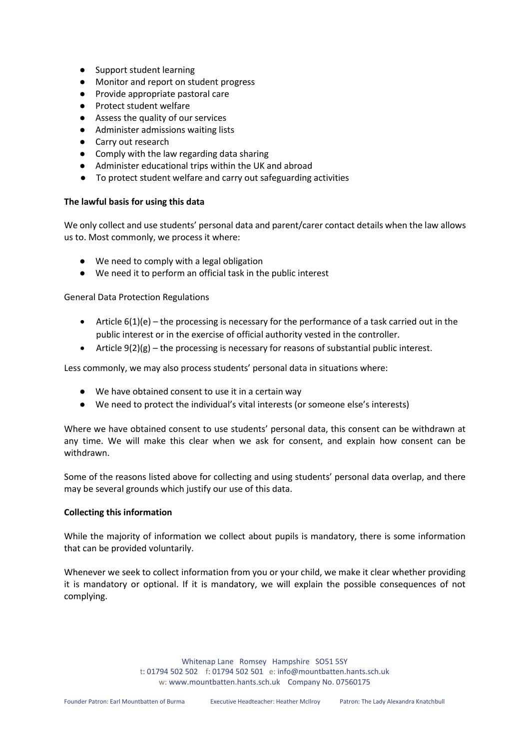- Support student learning
- Monitor and report on student progress
- Provide appropriate pastoral care
- Protect student welfare
- Assess the quality of our services
- Administer admissions waiting lists
- Carry out research
- Comply with the law regarding data sharing
- Administer educational trips within the UK and abroad
- To protect student welfare and carry out safeguarding activities

**The lawful basis for using this data**

We only collect and use students' personal data and parent/carer contact details when the law allows us to. Most commonly, we process it where:

- We need to comply with a legal obligation
- We need it to perform an official task in the public interest

General Data Protection Regulations

- Article 6(1)(e) – the processing is necessary for the performance of a task carried out in the public interest or in the exercise of official authority vested in the controller.
- Article 9(2)(g) – the processing is necessary for reasons of substantial public interest.

Less commonly, we may also process students' personal data in situations where:

- We have obtained consent to use it in a certain way
- We need to protect the individual's vital interests (or someone else's interests)

Where we have obtained consent to use students' personal data, this consent can be withdrawn at any time. We will make this clear when we ask for consent, and explain how consent can be withdrawn.

Some of the reasons listed above for collecting and using students' personal data overlap, and there may be several grounds which justify our use of this data.

**Collecting this information**

While the majority of information we collect about pupils is mandatory, there is some information that can be provided voluntarily.

Whenever we seek to collect information from you or your child, we make it clear whether providing it is mandatory or optional. If it is mandatory, we will explain the possible consequences of not complying.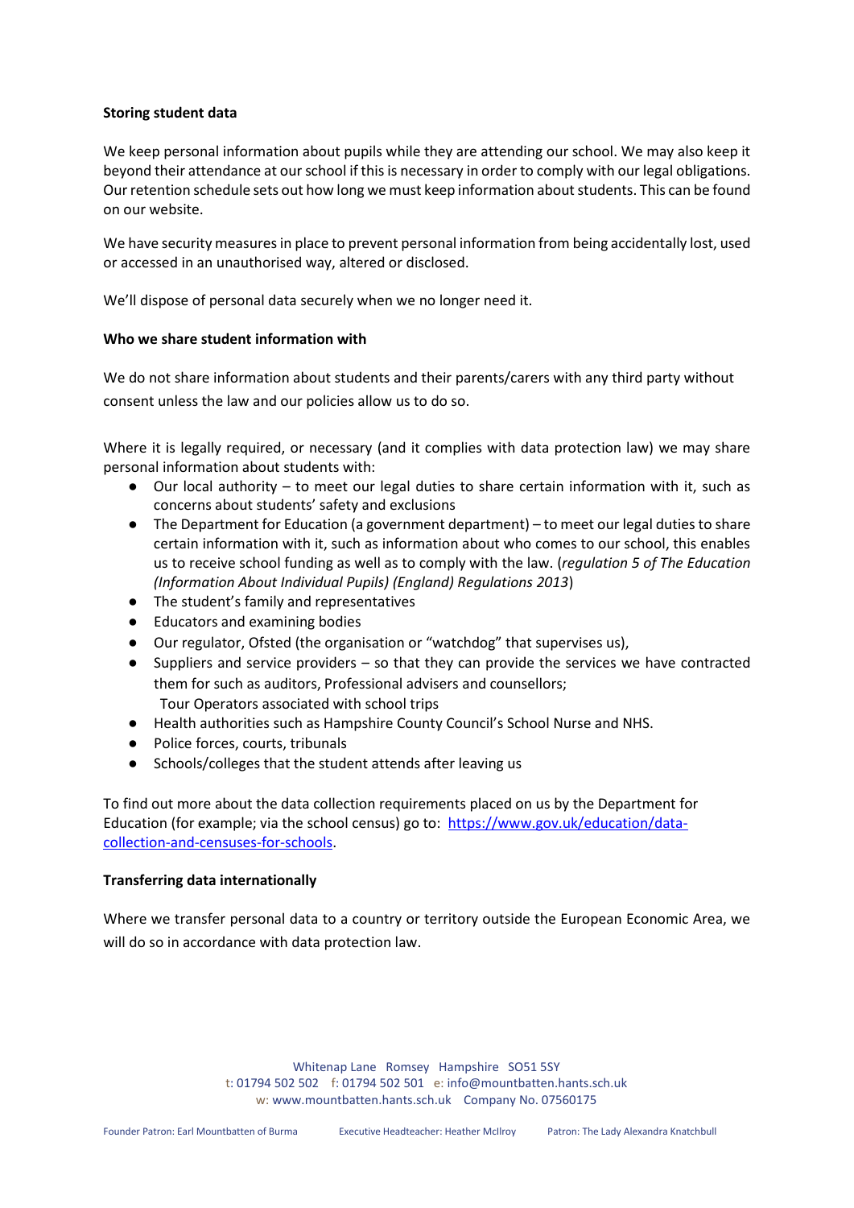**Storing student data**

We keep personal information about pupils while they are attending our school. We may also keep it beyond their attendance at our school if this is necessary in order to comply with our legal obligations. Our retention schedule sets out how long we must keep information about students. This can be found on our website.

We have security measures in place to prevent personal information from being accidentally lost, used or accessed in an unauthorised way, altered or disclosed.

We'll dispose of personal data securely when we no longer need it.

**Who we share student information with**

We do not share information about students and their parents/carers with any third party without consent unless the law and our policies allow us to do so.

Where it is legally required, or necessary (and it complies with data protection law) we may share personal information about students with:

- Our local authority – to meet our legal duties to share certain information with it, such as concerns about students' safety and exclusions
- The Department for Education (a government department) – to meet our legal duties to share certain information with it, such as information about who comes to our school, this enables us to receive school funding as well as to comply with the law. (*regulation 5 of The Education (Information About Individual Pupils) (England) Regulations 2013*)
- The student's family and representatives
- Educators and examining bodies
- Our regulator, Ofsted (the organisation or "watchdog" that supervises us),
- Suppliers and service providers – so that they can provide the services we have contracted them for such as auditors, Professional advisers and counsellors; Tour Operators associated with school trips
- Health authorities such as Hampshire County Council's School Nurse and NHS.
- Police forces, courts, tribunals
- Schools/colleges that the student attends after leaving us

To find out more about the data collection requirements placed on us by the Department for Education (for example; via the school census) go to: https://www.gov.uk/education/data-collection-and-censuses-for-schools.

**Transferring data internationally**

Where we transfer personal data to a country or territory outside the European Economic Area, we will do so in accordance with data protection law.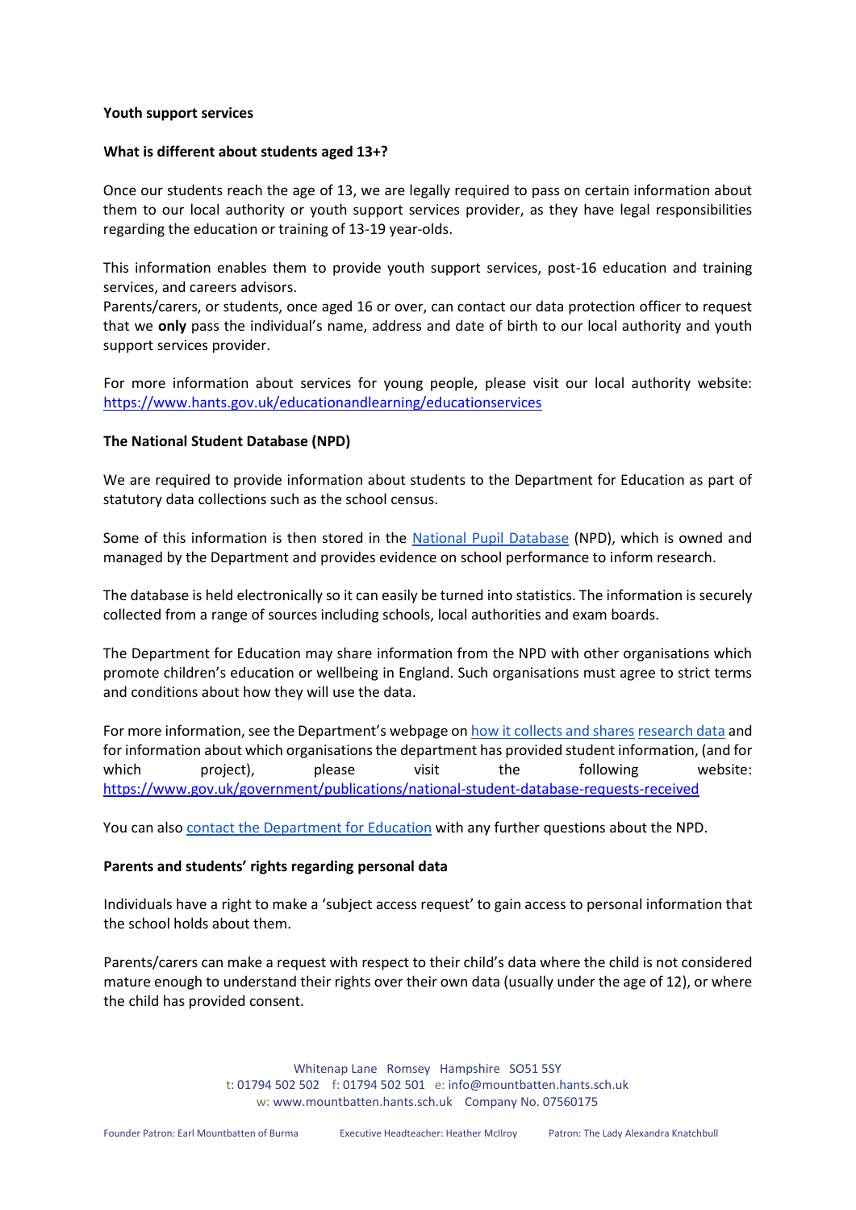### Youth support services

### What is different about students aged 13+?

Once our students reach the age of 13, we are legally required to pass on certain information about them to our local authority or youth support services provider, as they have legal responsibilities regarding the education or training of 13-19 year-olds.

This information enables them to provide youth support services, post-16 education and training services, and careers advisors.
Parents/carers, or students, once aged 16 or over, can contact our data protection officer to request that we **only** pass the individual's name, address and date of birth to our local authority and youth support services provider.

For more information about services for young people, please visit our local authority website: https://www.hants.gov.uk/educationandlearning/educationservices

### The National Student Database (NPD)

We are required to provide information about students to the Department for Education as part of statutory data collections such as the school census.

Some of this information is then stored in the National Pupil Database (NPD), which is owned and managed by the Department and provides evidence on school performance to inform research.

The database is held electronically so it can easily be turned into statistics. The information is securely collected from a range of sources including schools, local authorities and exam boards.

The Department for Education may share information from the NPD with other organisations which promote children's education or wellbeing in England. Such organisations must agree to strict terms and conditions about how they will use the data.

For more information, see the Department's webpage on how it collects and shares research data and for information about which organisations the department has provided student information, (and for which project), please visit the following website: https://www.gov.uk/government/publications/national-student-database-requests-received

You can also contact the Department for Education with any further questions about the NPD.

### Parents and students' rights regarding personal data

Individuals have a right to make a 'subject access request' to gain access to personal information that the school holds about them.

Parents/carers can make a request with respect to their child's data where the child is not considered mature enough to understand their rights over their own data (usually under the age of 12), or where the child has provided consent.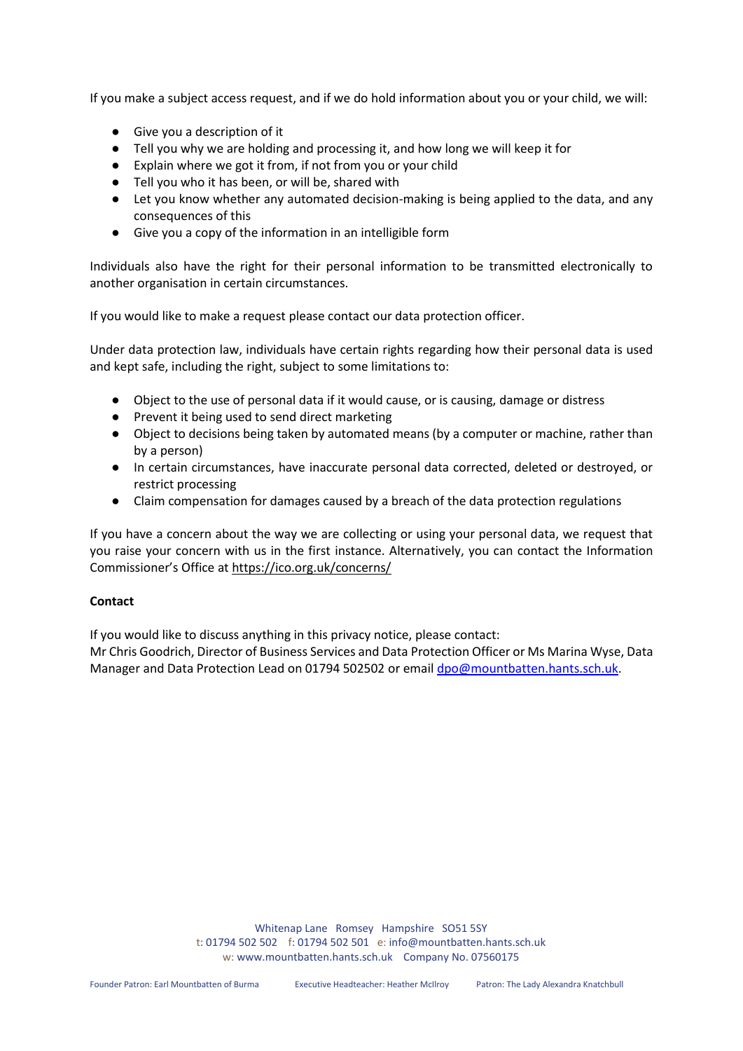If you make a subject access request, and if we do hold information about you or your child, we will:

- Give you a description of it
- Tell you why we are holding and processing it, and how long we will keep it for
- Explain where we got it from, if not from you or your child
- Tell you who it has been, or will be, shared with
- Let you know whether any automated decision-making is being applied to the data, and any consequences of this
- Give you a copy of the information in an intelligible form

Individuals also have the right for their personal information to be transmitted electronically to another organisation in certain circumstances.

If you would like to make a request please contact our data protection officer.

Under data protection law, individuals have certain rights regarding how their personal data is used and kept safe, including the right, subject to some limitations to:

- Object to the use of personal data if it would cause, or is causing, damage or distress
- Prevent it being used to send direct marketing
- Object to decisions being taken by automated means (by a computer or machine, rather than by a person)
- In certain circumstances, have inaccurate personal data corrected, deleted or destroyed, or restrict processing
- Claim compensation for damages caused by a breach of the data protection regulations

If you have a concern about the way we are collecting or using your personal data, we request that you raise your concern with us in the first instance. Alternatively, you can contact the Information Commissioner's Office at https://ico.org.uk/concerns/

**Contact**

If you would like to discuss anything in this privacy notice, please contact:
Mr Chris Goodrich, Director of Business Services and Data Protection Officer or Ms Marina Wyse, Data Manager and Data Protection Lead on 01794 502502 or email dpo@mountbatten.hants.sch.uk.